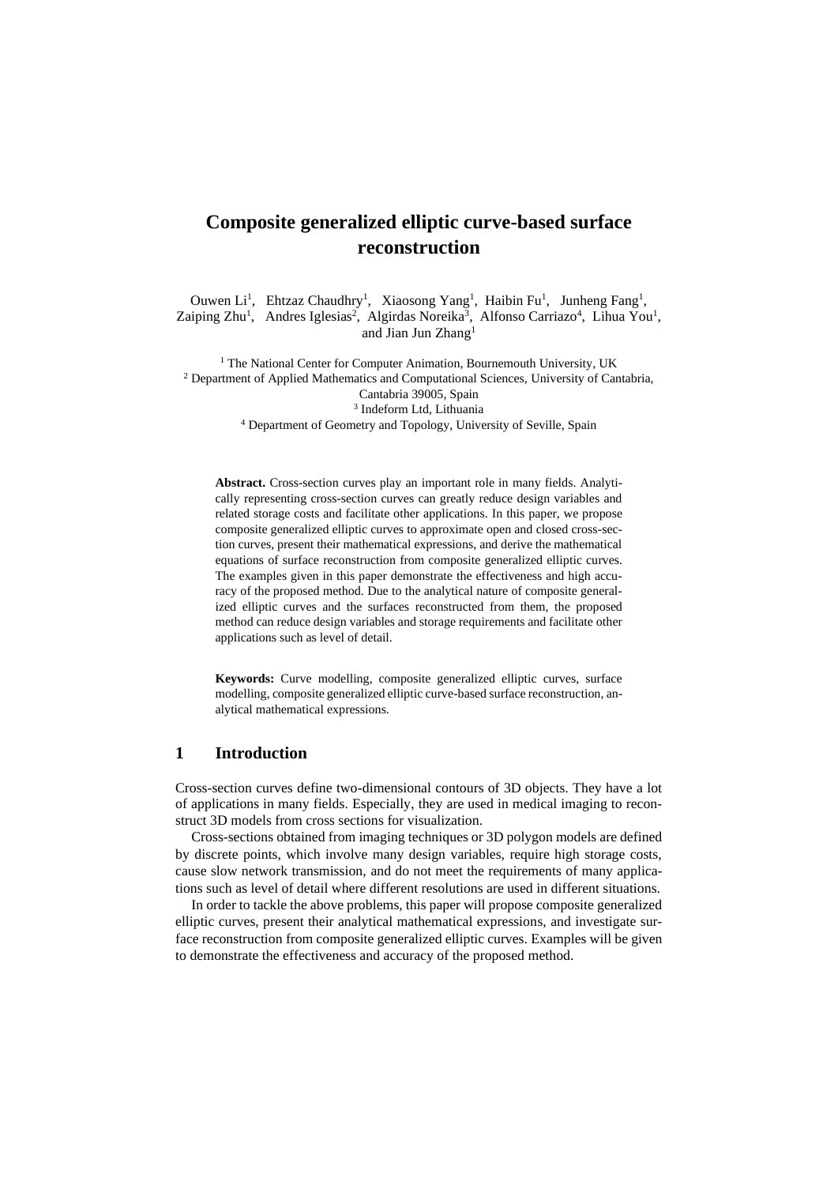# Composite generalized elliptic curve-based surface reconstruction

Ouwen Li[1], Ehtzaz Chaudhry[1], Xiaosong Yang[1], Haibin Fu[1], Junheng Fang[1], Zaiping Zhu[1], Andres Iglesias[2], Algirdas Noreika[3], Alfonso Carriazo[4], Lihua You[1], and Jian Jun Zhang[1]

[1] The National Center for Computer Animation, Bournemouth University, UK
[2] Department of Applied Mathematics and Computational Sciences, University of Cantabria, Cantabria 39005, Spain
[3] Indeform Ltd, Lithuania
[4] Department of Geometry and Topology, University of Seville, Spain

**Abstract.** Cross-section curves play an important role in many fields. Analytically representing cross-section curves can greatly reduce design variables and related storage costs and facilitate other applications. In this paper, we propose composite generalized elliptic curves to approximate open and closed cross-section curves, present their mathematical expressions, and derive the mathematical equations of surface reconstruction from composite generalized elliptic curves. The examples given in this paper demonstrate the effectiveness and high accuracy of the proposed method. Due to the analytical nature of composite generalized elliptic curves and the surfaces reconstructed from them, the proposed method can reduce design variables and storage requirements and facilitate other applications such as level of detail.

**Keywords:** Curve modelling, composite generalized elliptic curves, surface modelling, composite generalized elliptic curve-based surface reconstruction, analytical mathematical expressions.

## 1 Introduction

Cross-section curves define two-dimensional contours of 3D objects. They have a lot of applications in many fields. Especially, they are used in medical imaging to reconstruct 3D models from cross sections for visualization.

Cross-sections obtained from imaging techniques or 3D polygon models are defined by discrete points, which involve many design variables, require high storage costs, cause slow network transmission, and do not meet the requirements of many applications such as level of detail where different resolutions are used in different situations.

In order to tackle the above problems, this paper will propose composite generalized elliptic curves, present their analytical mathematical expressions, and investigate surface reconstruction from composite generalized elliptic curves. Examples will be given to demonstrate the effectiveness and accuracy of the proposed method.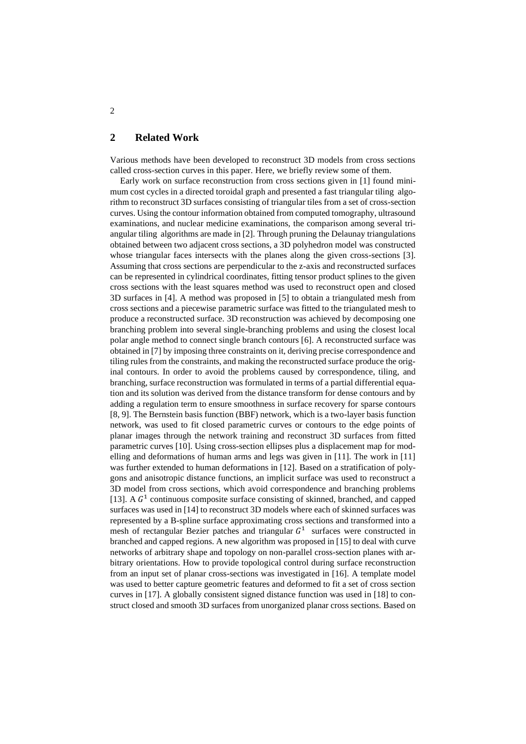## 2 Related Work

Various methods have been developed to reconstruct 3D models from cross sections called cross-section curves in this paper. Here, we briefly review some of them.

Early work on surface reconstruction from cross sections given in [1] found minimum cost cycles in a directed toroidal graph and presented a fast triangular tiling algorithm to reconstruct 3D surfaces consisting of triangular tiles from a set of cross-section curves. Using the contour information obtained from computed tomography, ultrasound examinations, and nuclear medicine examinations, the comparison among several triangular tiling algorithms are made in [2]. Through pruning the Delaunay triangulations obtained between two adjacent cross sections, a 3D polyhedron model was constructed whose triangular faces intersects with the planes along the given cross-sections [3]. Assuming that cross sections are perpendicular to the z-axis and reconstructed surfaces can be represented in cylindrical coordinates, fitting tensor product splines to the given cross sections with the least squares method was used to reconstruct open and closed 3D surfaces in [4]. A method was proposed in [5] to obtain a triangulated mesh from cross sections and a piecewise parametric surface was fitted to the triangulated mesh to produce a reconstructed surface. 3D reconstruction was achieved by decomposing one branching problem into several single-branching problems and using the closest local polar angle method to connect single branch contours [6]. A reconstructed surface was obtained in [7] by imposing three constraints on it, deriving precise correspondence and tiling rules from the constraints, and making the reconstructed surface produce the original contours. In order to avoid the problems caused by correspondence, tiling, and branching, surface reconstruction was formulated in terms of a partial differential equation and its solution was derived from the distance transform for dense contours and by adding a regulation term to ensure smoothness in surface recovery for sparse contours [8, 9]. The Bernstein basis function (BBF) network, which is a two-layer basis function network, was used to fit closed parametric curves or contours to the edge points of planar images through the network training and reconstruct 3D surfaces from fitted parametric curves [10]. Using cross-section ellipses plus a displacement map for modelling and deformations of human arms and legs was given in [11]. The work in [11] was further extended to human deformations in [12]. Based on a stratification of polygons and anisotropic distance functions, an implicit surface was used to reconstruct a 3D model from cross sections, which avoid correspondence and branching problems [13]. A $G^1$ continuous composite surface consisting of skinned, branched, and capped surfaces was used in [14] to reconstruct 3D models where each of skinned surfaces was represented by a B-spline surface approximating cross sections and transformed into a mesh of rectangular Bezier patches and triangular $G^1$ surfaces were constructed in branched and capped regions. A new algorithm was proposed in [15] to deal with curve networks of arbitrary shape and topology on non-parallel cross-section planes with arbitrary orientations. How to provide topological control during surface reconstruction from an input set of planar cross-sections was investigated in [16]. A template model was used to better capture geometric features and deformed to fit a set of cross section curves in [17]. A globally consistent signed distance function was used in [18] to construct closed and smooth 3D surfaces from unorganized planar cross sections. Based on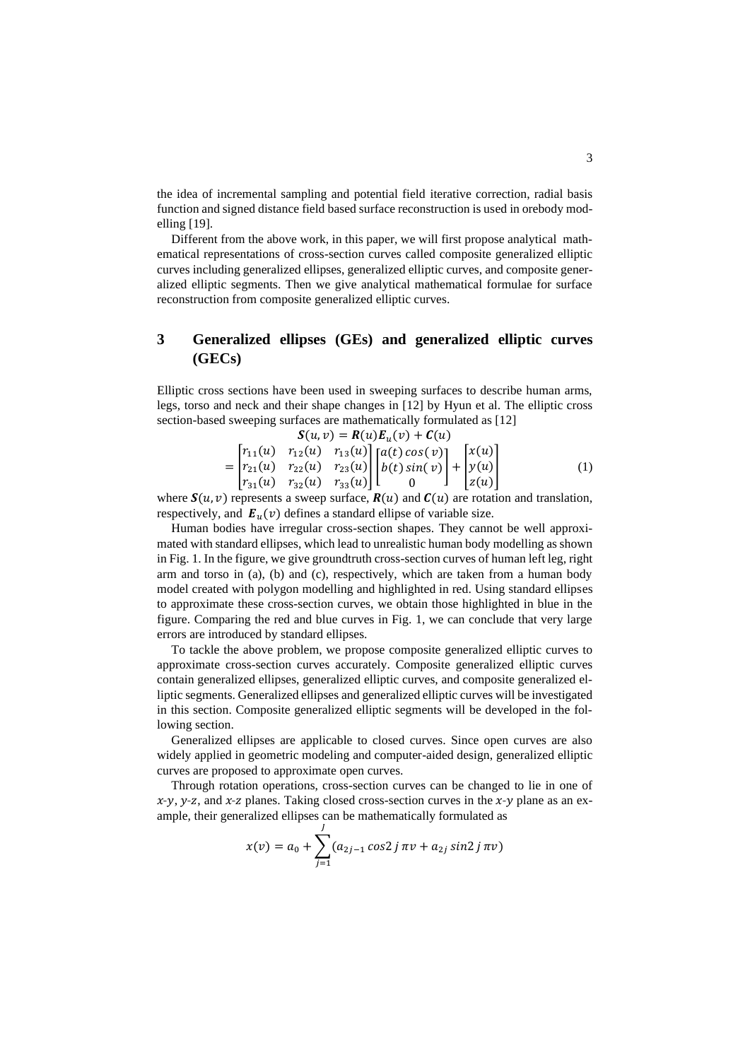the idea of incremental sampling and potential field iterative correction, radial basis function and signed distance field based surface reconstruction is used in orebody modelling [19].

Different from the above work, in this paper, we will first propose analytical mathematical representations of cross-section curves called composite generalized elliptic curves including generalized ellipses, generalized elliptic curves, and composite generalized elliptic segments. Then we give analytical mathematical formulae for surface reconstruction from composite generalized elliptic curves.

## 3 Generalized ellipses (GEs) and generalized elliptic curves (GECs)

Elliptic cross sections have been used in sweeping surfaces to describe human arms, legs, torso and neck and their shape changes in [12] by Hyun et al. The elliptic cross section-based sweeping surfaces are mathematically formulated as [12]

$$
\begin{aligned}
\boldsymbol{S}(u,v) &= \boldsymbol{R}(u)\boldsymbol{E}_u(v) + \boldsymbol{C}(u) \\
&= \begin{bmatrix} r_{11}(u) & r_{12}(u) & r_{13}(u) \\ r_{21}(u) & r_{22}(u) & r_{23}(u) \\ r_{31}(u) & r_{32}(u) & r_{33}(u) \end{bmatrix} \begin{bmatrix} a(t)\cos(v) \\ b(t)\sin(v) \\ 0 \end{bmatrix} + \begin{bmatrix} x(u) \\ y(u) \\ z(u) \end{bmatrix}
\end{aligned} \tag{1}
$$

where $\boldsymbol{S}(u,v)$ represents a sweep surface, $\boldsymbol{R}(u)$ and $\boldsymbol{C}(u)$ are rotation and translation, respectively, and $\boldsymbol{E}_u(v)$ defines a standard ellipse of variable size.

Human bodies have irregular cross-section shapes. They cannot be well approximated with standard ellipses, which lead to unrealistic human body modelling as shown in Fig. 1. In the figure, we give groundtruth cross-section curves of human left leg, right arm and torso in (a), (b) and (c), respectively, which are taken from a human body model created with polygon modelling and highlighted in red. Using standard ellipses to approximate these cross-section curves, we obtain those highlighted in blue in the figure. Comparing the red and blue curves in Fig. 1, we can conclude that very large errors are introduced by standard ellipses.

To tackle the above problem, we propose composite generalized elliptic curves to approximate cross-section curves accurately. Composite generalized elliptic curves contain generalized ellipses, generalized elliptic curves, and composite generalized elliptic segments. Generalized ellipses and generalized elliptic curves will be investigated in this section. Composite generalized elliptic segments will be developed in the following section.

Generalized ellipses are applicable to closed curves. Since open curves are also widely applied in geometric modeling and computer-aided design, generalized elliptic curves are proposed to approximate open curves.

Through rotation operations, cross-section curves can be changed to lie in one of $x$-$y$, $y$-$z$, and $x$-$z$ planes. Taking closed cross-section curves in the $x$-$y$ plane as an example, their generalized ellipses can be mathematically formulated as

$$
x(v) = a_0 + \sum_{j=1}^{J} (a_{2j-1} \cos 2j\pi v + a_{2j} \sin 2j\pi v)
$$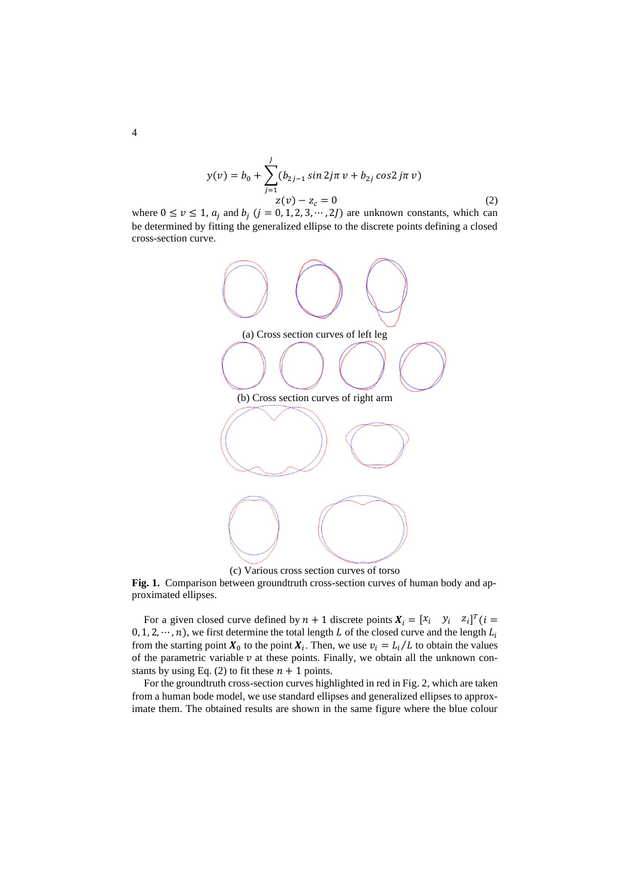$$y(v) = b_0 + \sum_{j=1}^{J} (b_{2j-1} \sin 2j\pi\, v + b_{2j} \cos 2\, j\pi\, v)$$

$$z(v) - z_c = 0 \tag{2}$$

where $0 \le v \le 1$, $a_j$ and $b_j$ $(j = 0, 1, 2, 3, \cdots, 2J)$ are unknown constants, which can be determined by fitting the generalized ellipse to the discrete points defining a closed cross-section curve.

(a) Cross section curves of left leg

(b) Cross section curves of right arm

(c) Various cross section curves of torso

**Fig. 1.** Comparison between groundtruth cross-section curves of human body and approximated ellipses.

For a given closed curve defined by $n + 1$ discrete points $\boldsymbol{X}_i = [x_i \quad y_i \quad z_i]^T (i = 0, 1, 2, \cdots, n)$, we first determine the total length $L$ of the closed curve and the length $L_i$ from the starting point $\boldsymbol{X}_0$ to the point $\boldsymbol{X}_i$. Then, we use $v_i = L_i/L$ to obtain the values of the parametric variable $v$ at these points. Finally, we obtain all the unknown constants by using Eq. (2) to fit these $n + 1$ points.

For the groundtruth cross-section curves highlighted in red in Fig. 2, which are taken from a human bode model, we use standard ellipses and generalized ellipses to approximate them. The obtained results are shown in the same figure where the blue colour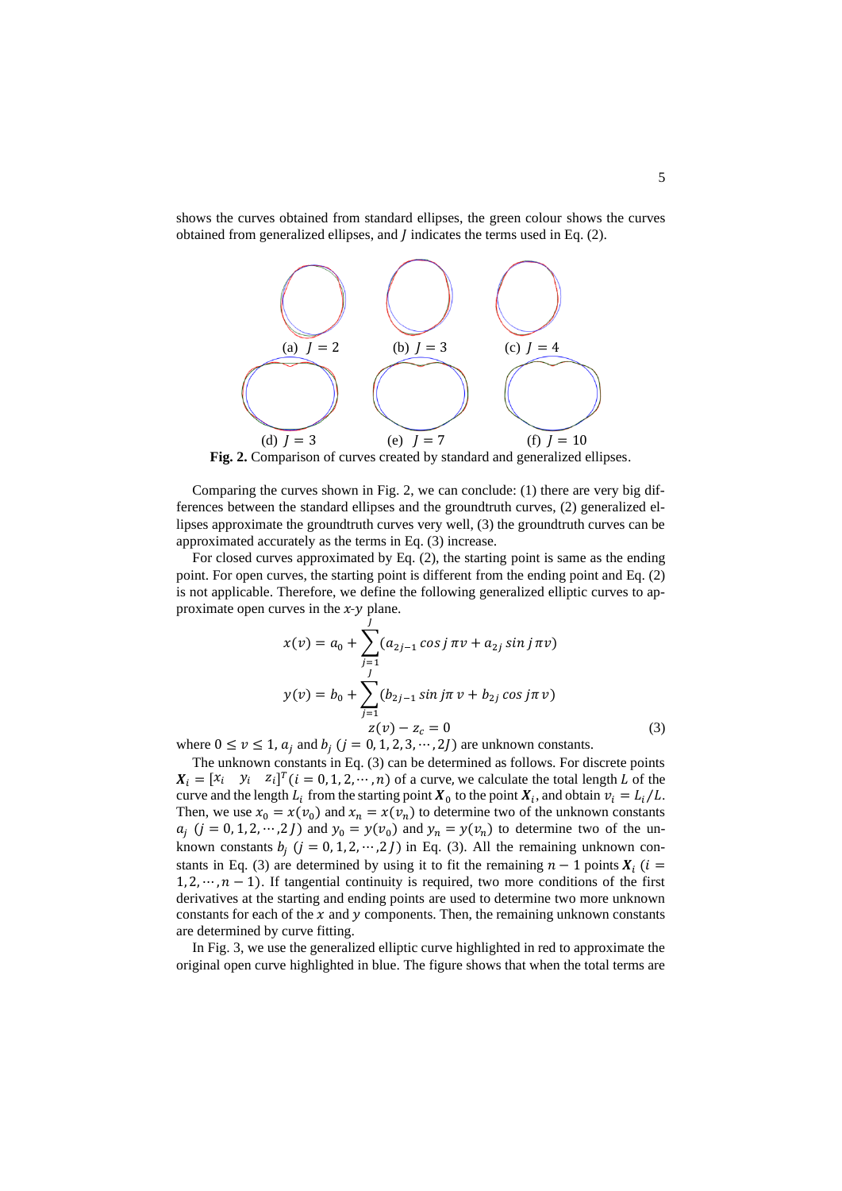shows the curves obtained from standard ellipses, the green colour shows the curves obtained from generalized ellipses, and $J$ indicates the terms used in Eq. (2).

(a) $J = 2$ (b) $J = 3$ (c) $J = 4$

(d) $J = 3$ (e) $J = 7$ (f) $J = 10$

**Fig. 2.** Comparison of curves created by standard and generalized ellipses.

Comparing the curves shown in Fig. 2, we can conclude: (1) there are very big differences between the standard ellipses and the groundtruth curves, (2) generalized ellipses approximate the groundtruth curves very well, (3) the groundtruth curves can be approximated accurately as the terms in Eq. (3) increase.

For closed curves approximated by Eq. (2), the starting point is same as the ending point. For open curves, the starting point is different from the ending point and Eq. (2) is not applicable. Therefore, we define the following generalized elliptic curves to approximate open curves in the $x$-$y$ plane.

$$
\begin{aligned}
x(v) &= a_0 + \sum_{j=1}^{J} (a_{2j-1} \cos j\pi v + a_{2j} \sin j\pi v) \\
y(v) &= b_0 + \sum_{j=1}^{J} (b_{2j-1} \sin j\pi v + b_{2j} \cos j\pi v) \\
z(v) &- z_c = 0
\end{aligned}
\tag{3}
$$

where $0 \leq v \leq 1$, $a_j$ and $b_j$ $(j = 0, 1, 2, 3, \cdots, 2J)$ are unknown constants.

The unknown constants in Eq. (3) can be determined as follows. For discrete points $\boldsymbol{X}_i = [x_i \quad y_i \quad z_i]^T (i = 0, 1, 2, \cdots, n)$ of a curve, we calculate the total length $L$ of the curve and the length $L_i$ from the starting point $\boldsymbol{X}_0$ to the point $\boldsymbol{X}_i$, and obtain $v_i = L_i / L$. Then, we use $x_0 = x(v_0)$ and $x_n = x(v_n)$ to determine two of the unknown constants $a_j$ $(j = 0, 1, 2, \cdots, 2J)$ and $y_0 = y(v_0)$ and $y_n = y(v_n)$ to determine two of the unknown constants $b_j$ $(j = 0, 1, 2, \cdots, 2J)$ in Eq. (3). All the remaining unknown constants in Eq. (3) are determined by using it to fit the remaining $n - 1$ points $\boldsymbol{X}_i$ $(i = 1, 2, \cdots, n - 1)$. If tangential continuity is required, two more conditions of the first derivatives at the starting and ending points are used to determine two more unknown constants for each of the $x$ and $y$ components. Then, the remaining unknown constants are determined by curve fitting.

In Fig. 3, we use the generalized elliptic curve highlighted in red to approximate the original open curve highlighted in blue. The figure shows that when the total terms are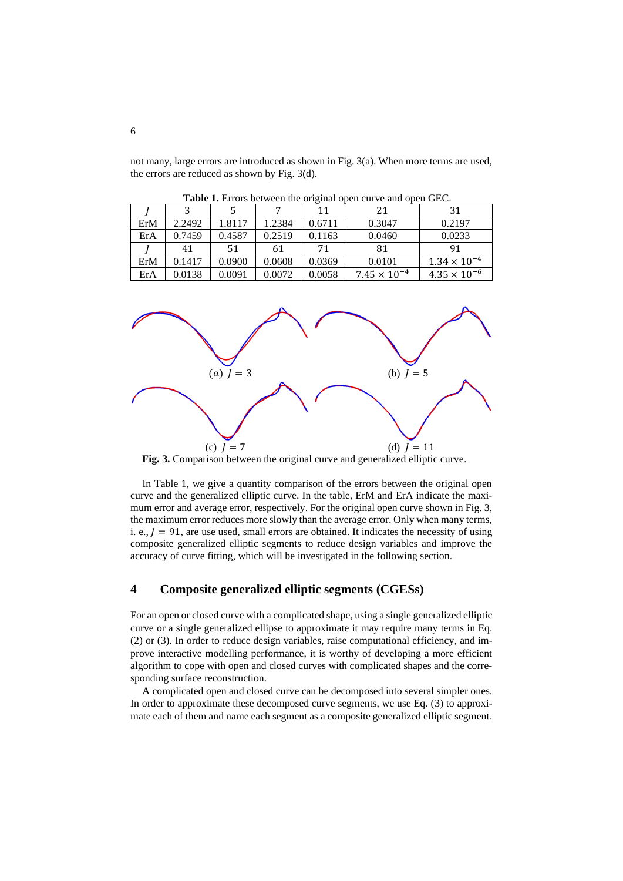not many, large errors are introduced as shown in Fig. 3(a). When more terms are used, the errors are reduced as shown by Fig. 3(d).

**Table 1.** Errors between the original open curve and open GEC.

| $J$ | 3 | 5 | 7 | 11 | 21 | 31 |
|---|---|---|---|---|---|---|
| ErM | 2.2492 | 1.8117 | 1.2384 | 0.6711 | 0.3047 | 0.2197 |
| ErA | 0.7459 | 0.4587 | 0.2519 | 0.1163 | 0.0460 | 0.0233 |
| $J$ | 41 | 51 | 61 | 71 | 81 | 91 |
| ErM | 0.1417 | 0.0900 | 0.0608 | 0.0369 | 0.0101 | $1.34 \times 10^{-4}$ |
| ErA | 0.0138 | 0.0091 | 0.0072 | 0.0058 | $7.45 \times 10^{-4}$ | $4.35 \times 10^{-6}$ |

(a) $J = 3$ (b) $J = 5$

(c) $J = 7$ (d) $J = 11$

**Fig. 3.** Comparison between the original curve and generalized elliptic curve.

In Table 1, we give a quantity comparison of the errors between the original open curve and the generalized elliptic curve. In the table, ErM and ErA indicate the maximum error and average error, respectively. For the original open curve shown in Fig. 3, the maximum error reduces more slowly than the average error. Only when many terms, i. e., $J = 91$, are use used, small errors are obtained. It indicates the necessity of using composite generalized elliptic segments to reduce design variables and improve the accuracy of curve fitting, which will be investigated in the following section.

## 4 Composite generalized elliptic segments (CGESs)

For an open or closed curve with a complicated shape, using a single generalized elliptic curve or a single generalized ellipse to approximate it may require many terms in Eq. (2) or (3). In order to reduce design variables, raise computational efficiency, and improve interactive modelling performance, it is worthy of developing a more efficient algorithm to cope with open and closed curves with complicated shapes and the corresponding surface reconstruction.

A complicated open and closed curve can be decomposed into several simpler ones. In order to approximate these decomposed curve segments, we use Eq. (3) to approximate each of them and name each segment as a composite generalized elliptic segment.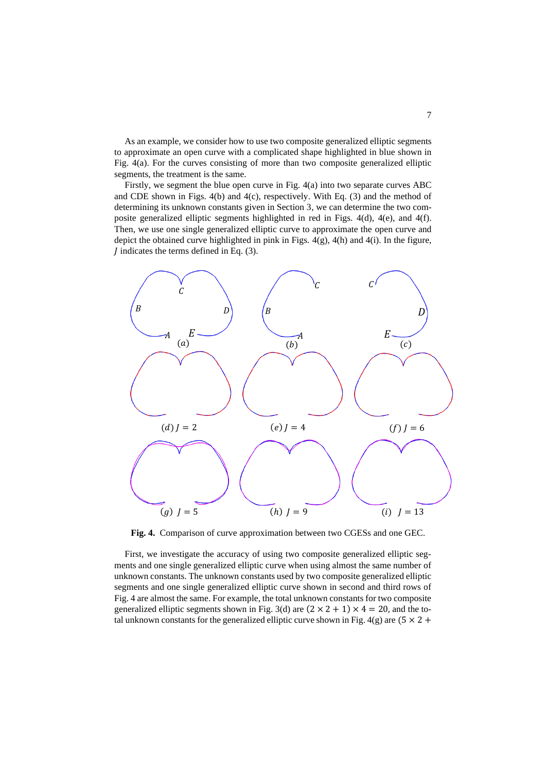As an example, we consider how to use two composite generalized elliptic segments to approximate an open curve with a complicated shape highlighted in blue shown in Fig. 4(a). For the curves consisting of more than two composite generalized elliptic segments, the treatment is the same.

Firstly, we segment the blue open curve in Fig. 4(a) into two separate curves ABC and CDE shown in Figs. 4(b) and 4(c), respectively. With Eq. (3) and the method of determining its unknown constants given in Section 3, we can determine the two composite generalized elliptic segments highlighted in red in Figs. 4(d), 4(e), and 4(f). Then, we use one single generalized elliptic curve to approximate the open curve and depict the obtained curve highlighted in pink in Figs. 4(g), 4(h) and 4(i). In the figure, $J$ indicates the terms defined in Eq. (3).

**Fig. 4.** Comparison of curve approximation between two CGESs and one GEC.

First, we investigate the accuracy of using two composite generalized elliptic segments and one single generalized elliptic curve when using almost the same number of unknown constants. The unknown constants used by two composite generalized elliptic segments and one single generalized elliptic curve shown in second and third rows of Fig. 4 are almost the same. For example, the total unknown constants for two composite generalized elliptic segments shown in Fig. 3(d) are $(2 \times 2 + 1) \times 4 = 20$, and the total unknown constants for the generalized elliptic curve shown in Fig. 4(g) are $(5 \times 2 +$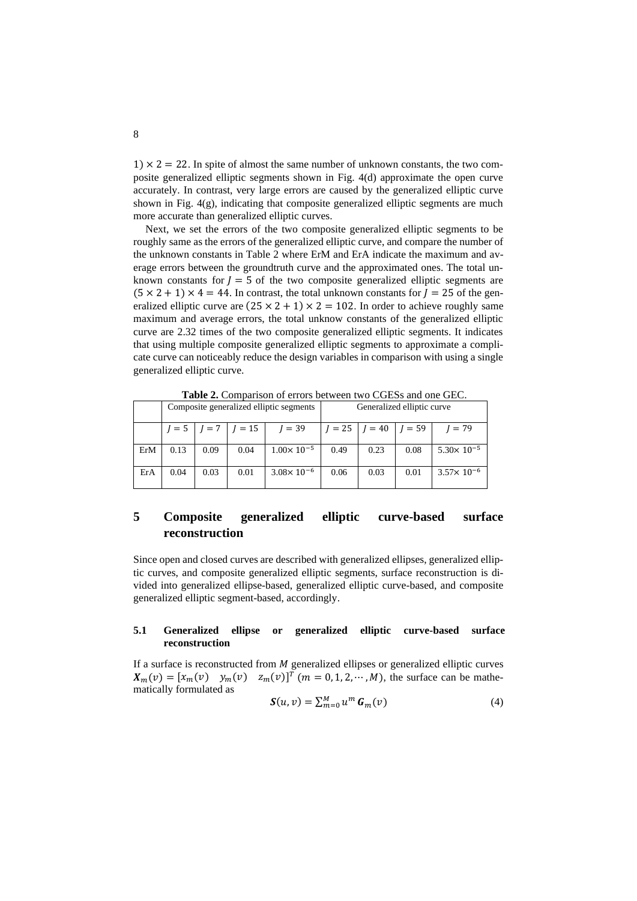$1) \times 2 = 22$. In spite of almost the same number of unknown constants, the two composite generalized elliptic segments shown in Fig. 4(d) approximate the open curve accurately. In contrast, very large errors are caused by the generalized elliptic curve shown in Fig. 4(g), indicating that composite generalized elliptic segments are much more accurate than generalized elliptic curves.

Next, we set the errors of the two composite generalized elliptic segments to be roughly same as the errors of the generalized elliptic curve, and compare the number of the unknown constants in Table 2 where ErM and ErA indicate the maximum and average errors between the groundtruth curve and the approximated ones. The total unknown constants for $J = 5$ of the two composite generalized elliptic segments are $(5 \times 2 + 1) \times 4 = 44$. In contrast, the total unknown constants for $J = 25$ of the generalized elliptic curve are $(25 \times 2 + 1) \times 2 = 102$. In order to achieve roughly same maximum and average errors, the total unknow constants of the generalized elliptic curve are 2.32 times of the two composite generalized elliptic segments. It indicates that using multiple composite generalized elliptic segments to approximate a complicate curve can noticeably reduce the design variables in comparison with using a single generalized elliptic curve.

**Table 2.** Comparison of errors between two CGESs and one GEC.

| | Composite generalized elliptic segments | | | | Generalized elliptic curve | | | |
|---|---|---|---|---|---|---|---|---|
| | $J = 5$ | $J = 7$ | $J = 15$ | $J = 39$ | $J = 25$ | $J = 40$ | $J = 59$ | $J = 79$ |
| ErM | 0.13 | 0.09 | 0.04 | $1.00 \times 10^{-5}$ | 0.49 | 0.23 | 0.08 | $5.30 \times 10^{-5}$ |
| ErA | 0.04 | 0.03 | 0.01 | $3.08 \times 10^{-6}$ | 0.06 | 0.03 | 0.01 | $3.57 \times 10^{-6}$ |

## 5 Composite generalized elliptic curve-based surface reconstruction

Since open and closed curves are described with generalized ellipses, generalized elliptic curves, and composite generalized elliptic segments, surface reconstruction is divided into generalized ellipse-based, generalized elliptic curve-based, and composite generalized elliptic segment-based, accordingly.

### 5.1 Generalized ellipse or generalized elliptic curve-based surface reconstruction

If a surface is reconstructed from $M$ generalized ellipses or generalized elliptic curves $\boldsymbol{X}_m(v) = [x_m(v) \quad y_m(v) \quad z_m(v)]^T$ $(m = 0, 1, 2, \cdots, M)$, the surface can be mathematically formulated as

$$\boldsymbol{S}(u, v) = \sum_{m=0}^{M} u^m \boldsymbol{G}_m(v) \tag{4}$$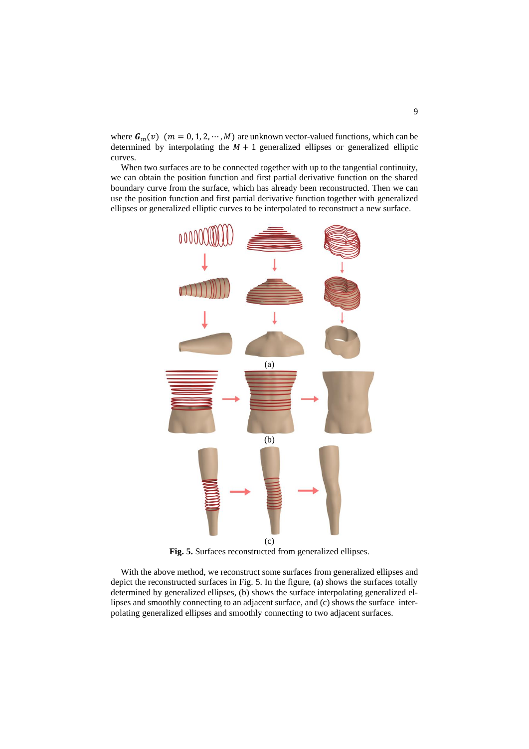where $\boldsymbol{G}_m(v)$ $(m = 0, 1, 2, \cdots, M)$ are unknown vector-valued functions, which can be determined by interpolating the $M + 1$ generalized ellipses or generalized elliptic curves.

When two surfaces are to be connected together with up to the tangential continuity, we can obtain the position function and first partial derivative function on the shared boundary curve from the surface, which has already been reconstructed. Then we can use the position function and first partial derivative function together with generalized ellipses or generalized elliptic curves to be interpolated to reconstruct a new surface.

(a)

(b)

(c)

**Fig. 5.** Surfaces reconstructed from generalized ellipses.

With the above method, we reconstruct some surfaces from generalized ellipses and depict the reconstructed surfaces in Fig. 5. In the figure, (a) shows the surfaces totally determined by generalized ellipses, (b) shows the surface interpolating generalized ellipses and smoothly connecting to an adjacent surface, and (c) shows the surface interpolating generalized ellipses and smoothly connecting to two adjacent surfaces.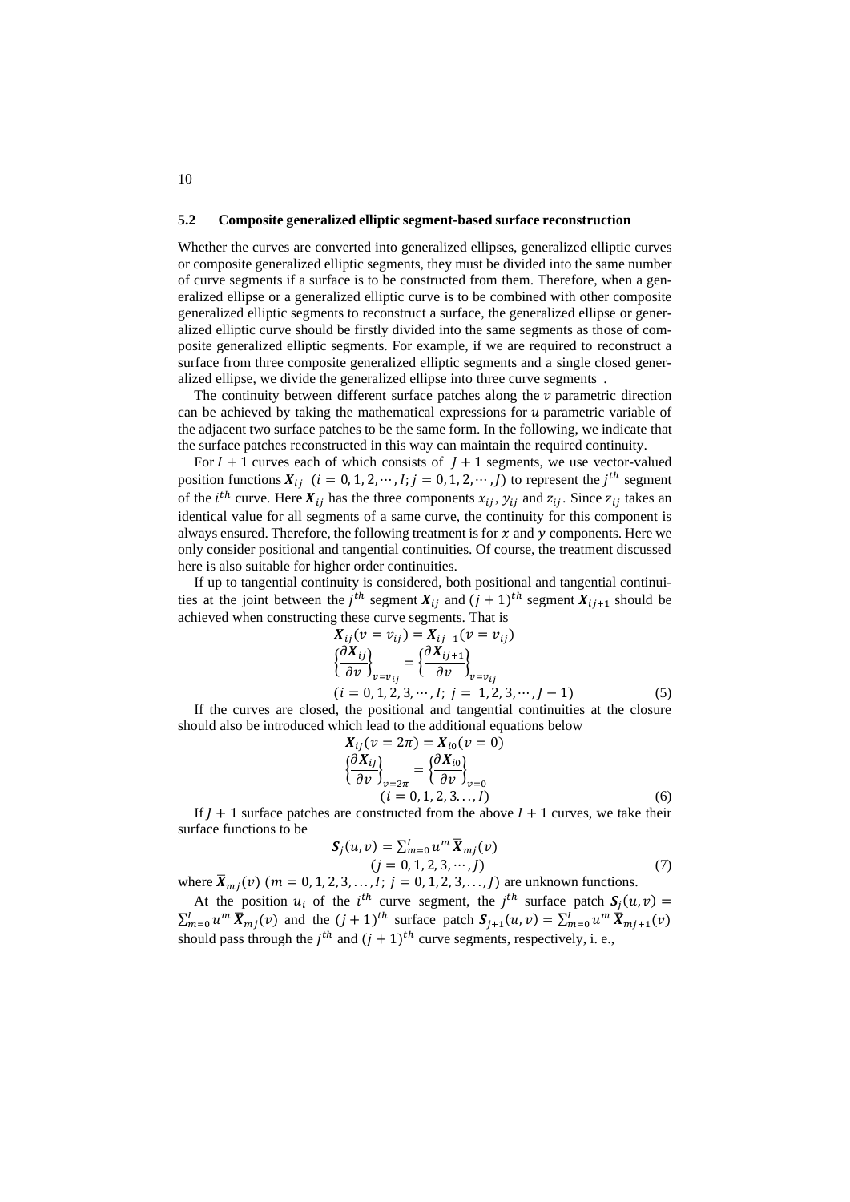### 5.2 Composite generalized elliptic segment-based surface reconstruction

Whether the curves are converted into generalized ellipses, generalized elliptic curves or composite generalized elliptic segments, they must be divided into the same number of curve segments if a surface is to be constructed from them. Therefore, when a generalized ellipse or a generalized elliptic curve is to be combined with other composite generalized elliptic segments to reconstruct a surface, the generalized ellipse or generalized elliptic curve should be firstly divided into the same segments as those of composite generalized elliptic segments. For example, if we are required to reconstruct a surface from three composite generalized elliptic segments and a single closed generalized ellipse, we divide the generalized ellipse into three curve segments .

The continuity between different surface patches along the $v$ parametric direction can be achieved by taking the mathematical expressions for $u$ parametric variable of the adjacent two surface patches to be the same form. In the following, we indicate that the surface patches reconstructed in this way can maintain the required continuity.

For $I+1$ curves each of which consists of $J+1$ segments, we use vector-valued position functions $\boldsymbol{X}_{ij}$ $(i=0,1,2,\cdots,I; j=0,1,2,\cdots,J)$ to represent the $j^{th}$ segment of the $i^{th}$ curve. Here $\boldsymbol{X}_{ij}$ has the three components $x_{ij}$, $y_{ij}$ and $z_{ij}$. Since $z_{ij}$ takes an identical value for all segments of a same curve, the continuity for this component is always ensured. Therefore, the following treatment is for $x$ and $y$ components. Here we only consider positional and tangential continuities. Of course, the treatment discussed here is also suitable for higher order continuities.

If up to tangential continuity is considered, both positional and tangential continuities at the joint between the $j^{th}$ segment $\boldsymbol{X}_{ij}$ and $(j+1)^{th}$ segment $\boldsymbol{X}_{ij+1}$ should be achieved when constructing these curve segments. That is

$$
\begin{gathered}
\boldsymbol{X}_{ij}(v=v_{ij}) = \boldsymbol{X}_{ij+1}(v=v_{ij}) \\
\left\{\frac{\partial \boldsymbol{X}_{ij}}{\partial v}\right\}_{v=v_{ij}} = \left\{\frac{\partial \boldsymbol{X}_{ij+1}}{\partial v}\right\}_{v=v_{ij}} \\
(i=0,1,2,3,\cdots,I;\ j=1,2,3,\cdots,J-1)
\end{gathered}
\tag{5}
$$

If the curves are closed, the positional and tangential continuities at the closure should also be introduced which lead to the additional equations below

$$
\begin{gathered}
\boldsymbol{X}_{iJ}(v=2\pi) = \boldsymbol{X}_{i0}(v=0) \\
\left\{\frac{\partial \boldsymbol{X}_{iJ}}{\partial v}\right\}_{v=2\pi} = \left\{\frac{\partial \boldsymbol{X}_{i0}}{\partial v}\right\}_{v=0} \\
(i=0,1,2,3\ldots,I)
\end{gathered}
\tag{6}
$$

If $J+1$ surface patches are constructed from the above $I+1$ curves, we take their surface functions to be

$$
\begin{gathered}
\boldsymbol{S}_j(u,v) = \sum_{m=0}^{I} u^m \overline{\boldsymbol{X}}_{mj}(v) \\
(j=0,1,2,3,\cdots,J)
\end{gathered}
\tag{7}
$$

where $\overline{\boldsymbol{X}}_{mj}(v)$ $(m=0,1,2,3,\ldots,I;\ j=0,1,2,3,\ldots,J)$ are unknown functions.

At the position $u_i$ of the $i^{th}$ curve segment, the $j^{th}$ surface patch $\boldsymbol{S}_j(u,v) = \sum_{m=0}^{I} u^m \overline{\boldsymbol{X}}_{mj}(v)$ and the $(j+1)^{th}$ surface patch $\boldsymbol{S}_{j+1}(u,v) = \sum_{m=0}^{I} u^m \overline{\boldsymbol{X}}_{mj+1}(v)$ should pass through the $j^{th}$ and $(j+1)^{th}$ curve segments, respectively, i. e.,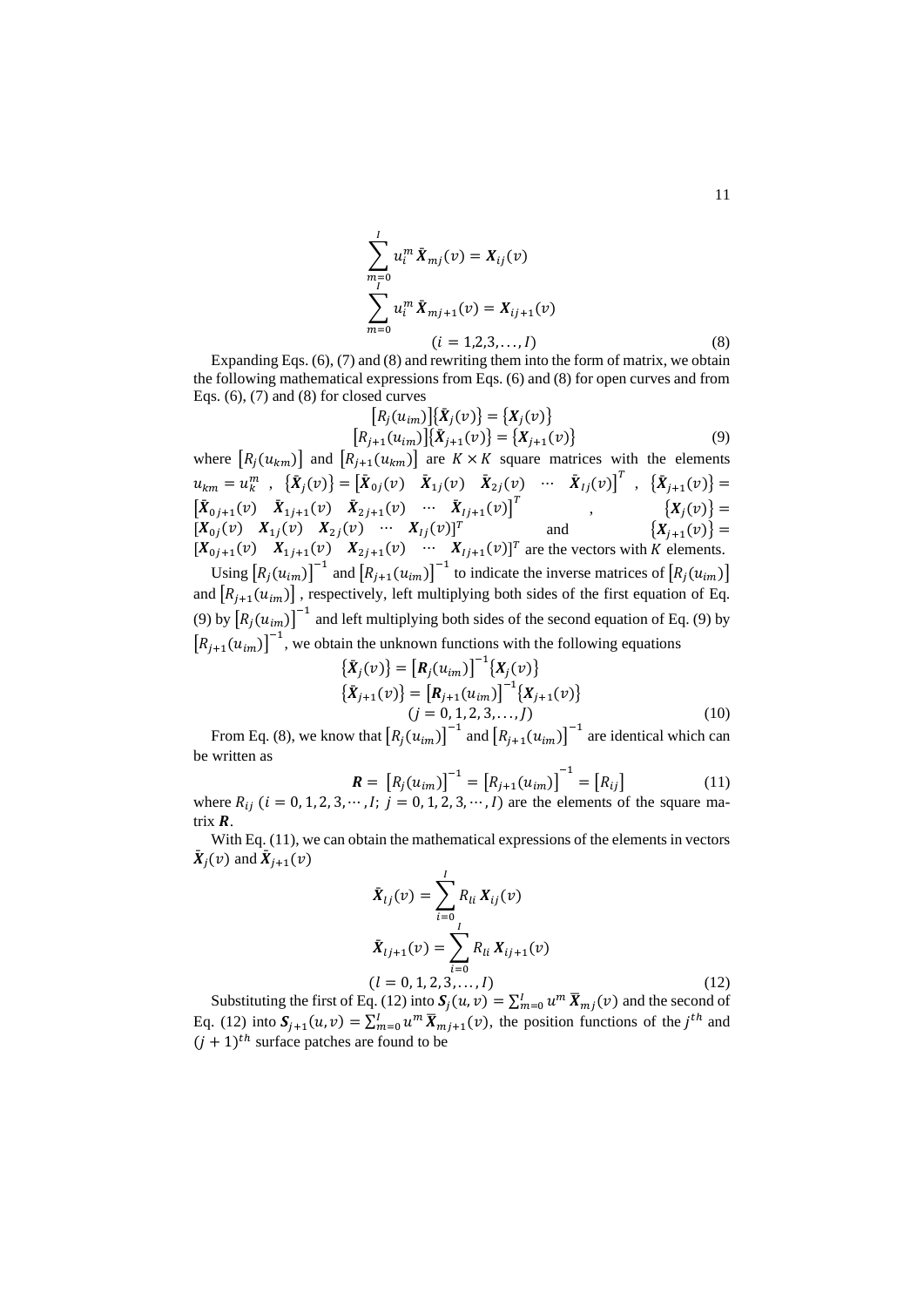$$\sum_{m=0}^{I} u_i^m \bar{\boldsymbol{X}}_{mj}(v) = \boldsymbol{X}_{ij}(v)$$
$$\sum_{m=0}^{I} u_i^m \bar{\boldsymbol{X}}_{mj+1}(v) = \boldsymbol{X}_{ij+1}(v)$$
$$(i = 1,2,3,\ldots, I) \tag{8}$$

Expanding Eqs. (6), (7) and (8) and rewriting them into the form of matrix, we obtain the following mathematical expressions from Eqs. (6) and (8) for open curves and from Eqs. (6), (7) and (8) for closed curves

$$[R_j(u_{im})]\{\bar{\boldsymbol{X}}_j(v)\} = \{\boldsymbol{X}_j(v)\}$$
$$[R_{j+1}(u_{im})]\{\bar{\boldsymbol{X}}_{j+1}(v)\} = \{\boldsymbol{X}_{j+1}(v)\} \tag{9}$$

where $[R_j(u_{km})]$ and $[R_{j+1}(u_{km})]$ are $K \times K$ square matrices with the elements $u_{km} = u_k^m$ , $\{\bar{\boldsymbol{X}}_j(v)\} = [\bar{\boldsymbol{X}}_{0j}(v) \quad \bar{\boldsymbol{X}}_{1j}(v) \quad \bar{\boldsymbol{X}}_{2j}(v) \quad \cdots \quad \bar{\boldsymbol{X}}_{Ij}(v)]^T$ , $\{\bar{\boldsymbol{X}}_{j+1}(v)\} = [\bar{\boldsymbol{X}}_{0j+1}(v) \quad \bar{\boldsymbol{X}}_{1j+1}(v) \quad \bar{\boldsymbol{X}}_{2j+1}(v) \quad \cdots \quad \bar{\boldsymbol{X}}_{Ij+1}(v)]^T$ , $\{\boldsymbol{X}_j(v)\} = [\boldsymbol{X}_{0j}(v) \quad \boldsymbol{X}_{1j}(v) \quad \boldsymbol{X}_{2j}(v) \quad \cdots \quad \boldsymbol{X}_{Ij}(v)]^T$ and $\{\boldsymbol{X}_{j+1}(v)\} = [\boldsymbol{X}_{0j+1}(v) \quad \boldsymbol{X}_{1j+1}(v) \quad \boldsymbol{X}_{2j+1}(v) \quad \cdots \quad \boldsymbol{X}_{Ij+1}(v)]^T$ are the vectors with $K$ elements.

Using $[R_j(u_{im})]^{-1}$ and $[R_{j+1}(u_{im})]^{-1}$ to indicate the inverse matrices of $[R_j(u_{im})]$ and $[R_{j+1}(u_{im})]$ , respectively, left multiplying both sides of the first equation of Eq. (9) by $[R_j(u_{im})]^{-1}$ and left multiplying both sides of the second equation of Eq. (9) by $[R_{j+1}(u_{im})]^{-1}$, we obtain the unknown functions with the following equations

$$\{\bar{\boldsymbol{X}}_j(v)\} = [\boldsymbol{R}_j(u_{im})]^{-1}\{\boldsymbol{X}_j(v)\}$$
$$\{\bar{\boldsymbol{X}}_{j+1}(v)\} = [\boldsymbol{R}_{j+1}(u_{im})]^{-1}\{\boldsymbol{X}_{j+1}(v)\}$$
$$(j = 0,1,2,3,\ldots, J) \tag{10}$$

From Eq. (8), we know that $[R_j(u_{im})]^{-1}$ and $[R_{j+1}(u_{im})]^{-1}$ are identical which can be written as

$$\boldsymbol{R} = [R_j(u_{im})]^{-1} = [R_{j+1}(u_{im})]^{-1} = [R_{ij}] \tag{11}$$

where $R_{ij}$ $(i = 0, 1, 2, 3, \cdots, I;\ j = 0, 1, 2, 3, \cdots, I)$ are the elements of the square matrix $\boldsymbol{R}$.

With Eq. (11), we can obtain the mathematical expressions of the elements in vectors $\bar{\boldsymbol{X}}_j(v)$ and $\bar{\boldsymbol{X}}_{j+1}(v)$

$$\bar{\boldsymbol{X}}_{lj}(v) = \sum_{i=0}^{I} R_{li}\, \boldsymbol{X}_{ij}(v)$$
$$\bar{\boldsymbol{X}}_{lj+1}(v) = \sum_{i=0}^{I} R_{li}\, \boldsymbol{X}_{ij+1}(v)$$
$$(l = 0,1,2,3,\ldots, I) \tag{12}$$

Substituting the first of Eq. (12) into $\boldsymbol{S}_j(u,v) = \sum_{m=0}^{I} u^m \bar{\boldsymbol{X}}_{mj}(v)$ and the second of Eq. (12) into $\boldsymbol{S}_{j+1}(u,v) = \sum_{m=0}^{I} u^m \bar{\boldsymbol{X}}_{mj+1}(v)$, the position functions of the $j^{th}$ and $(j+1)^{th}$ surface patches are found to be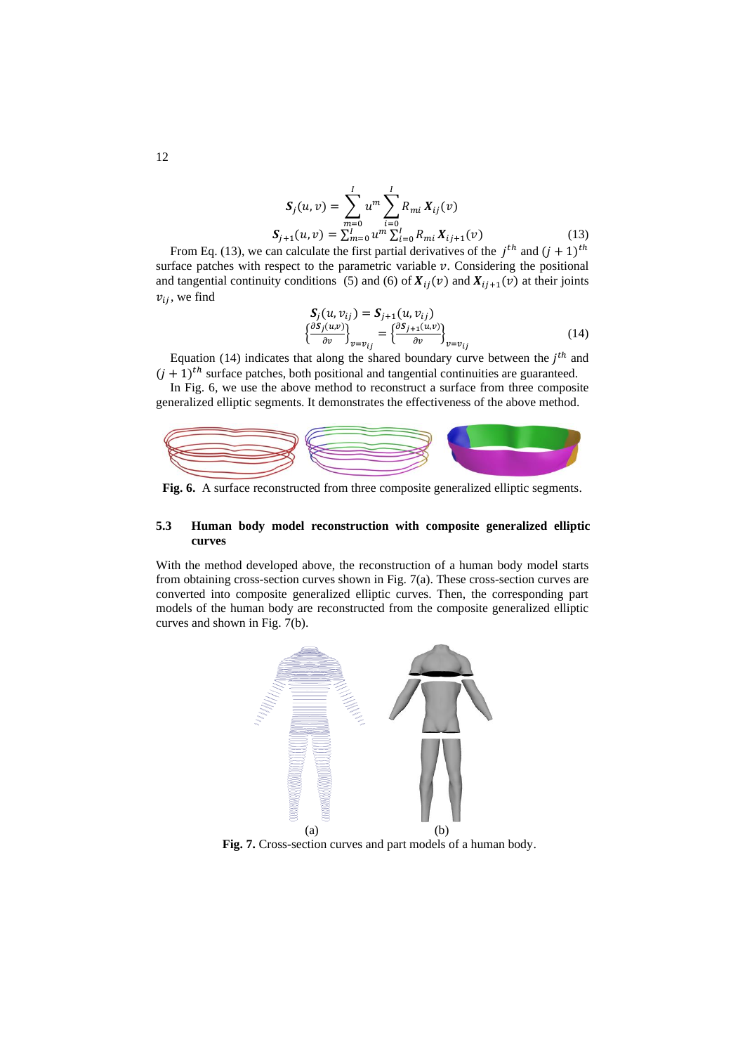$$\boldsymbol{S}_j(u,v) = \sum_{m=0}^{I} u^m \sum_{i=0}^{I} R_{mi}\, \boldsymbol{X}_{ij}(v)$$

$$\boldsymbol{S}_{j+1}(u,v) = \sum_{m=0}^{I} u^m \sum_{i=0}^{I} R_{mi}\, \boldsymbol{X}_{ij+1}(v) \tag{13}$$

From Eq. (13), we can calculate the first partial derivatives of the $j^{th}$ and $(j+1)^{th}$ surface patches with respect to the parametric variable $v$. Considering the positional and tangential continuity conditions (5) and (6) of $\boldsymbol{X}_{ij}(v)$ and $\boldsymbol{X}_{ij+1}(v)$ at their joints $v_{ij}$, we find

$$\boldsymbol{S}_j(u,v_{ij}) = \boldsymbol{S}_{j+1}(u,v_{ij})$$

$$\left\{\frac{\partial \boldsymbol{S}_j(u,v)}{\partial v}\right\}_{v=v_{ij}} = \left\{\frac{\partial \boldsymbol{S}_{j+1}(u,v)}{\partial v}\right\}_{v=v_{ij}} \tag{14}$$

Equation (14) indicates that along the shared boundary curve between the $j^{th}$ and $(j+1)^{th}$ surface patches, both positional and tangential continuities are guaranteed.

In Fig. 6, we use the above method to reconstruct a surface from three composite generalized elliptic segments. It demonstrates the effectiveness of the above method.

**Fig. 6.** A surface reconstructed from three composite generalized elliptic segments.

### 5.3 Human body model reconstruction with composite generalized elliptic curves

With the method developed above, the reconstruction of a human body model starts from obtaining cross-section curves shown in Fig. 7(a). These cross-section curves are converted into composite generalized elliptic curves. Then, the corresponding part models of the human body are reconstructed from the composite generalized elliptic curves and shown in Fig. 7(b).

(a) (b)

**Fig. 7.** Cross-section curves and part models of a human body.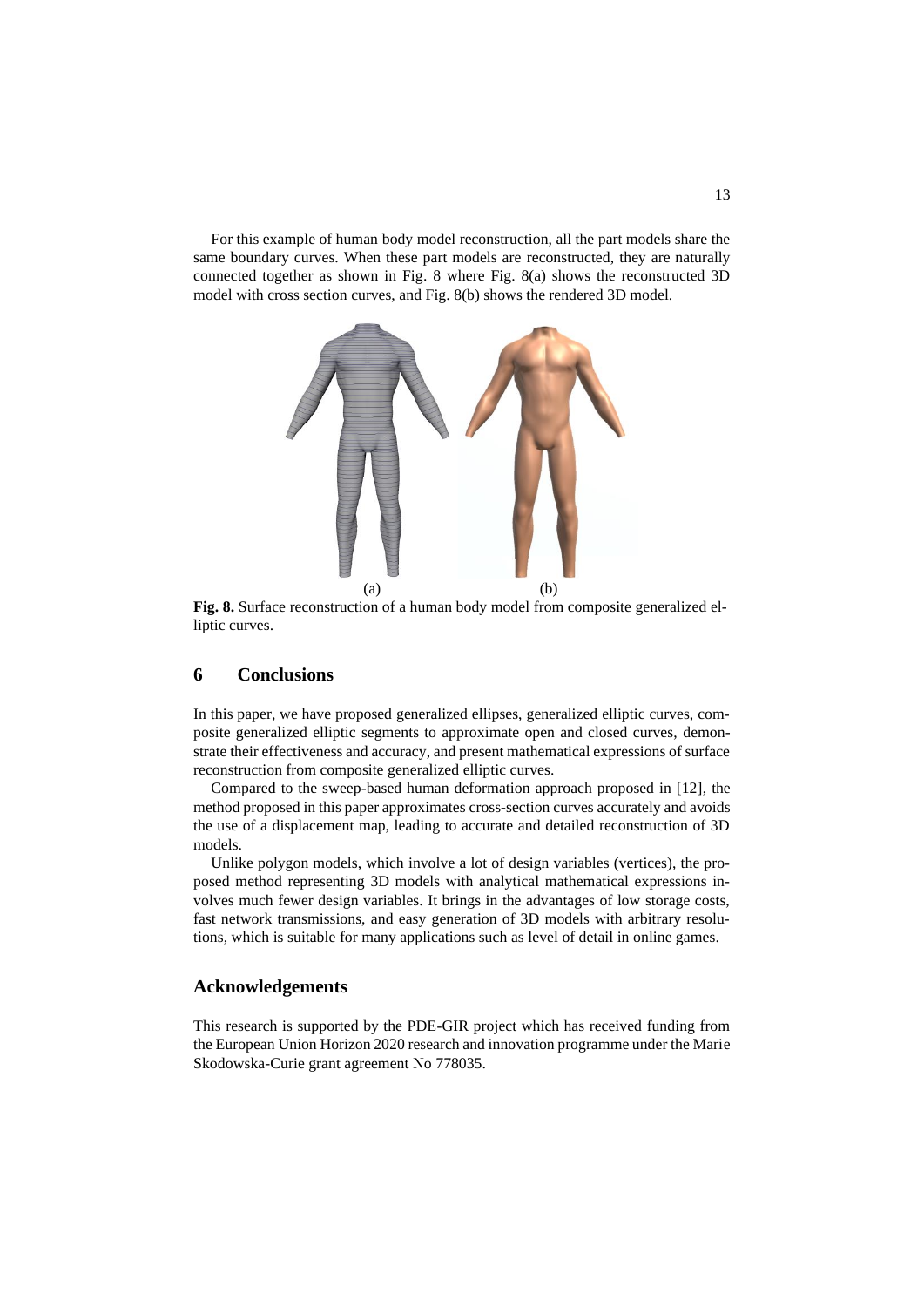For this example of human body model reconstruction, all the part models share the same boundary curves. When these part models are reconstructed, they are naturally connected together as shown in Fig. 8 where Fig. 8(a) shows the reconstructed 3D model with cross section curves, and Fig. 8(b) shows the rendered 3D model.

(a) (b)

**Fig. 8.** Surface reconstruction of a human body model from composite generalized elliptic curves.

## 6 Conclusions

In this paper, we have proposed generalized ellipses, generalized elliptic curves, composite generalized elliptic segments to approximate open and closed curves, demonstrate their effectiveness and accuracy, and present mathematical expressions of surface reconstruction from composite generalized elliptic curves.

Compared to the sweep-based human deformation approach proposed in [12], the method proposed in this paper approximates cross-section curves accurately and avoids the use of a displacement map, leading to accurate and detailed reconstruction of 3D models.

Unlike polygon models, which involve a lot of design variables (vertices), the proposed method representing 3D models with analytical mathematical expressions involves much fewer design variables. It brings in the advantages of low storage costs, fast network transmissions, and easy generation of 3D models with arbitrary resolutions, which is suitable for many applications such as level of detail in online games.

## Acknowledgements

This research is supported by the PDE-GIR project which has received funding from the European Union Horizon 2020 research and innovation programme under the Marie Skodowska-Curie grant agreement No 778035.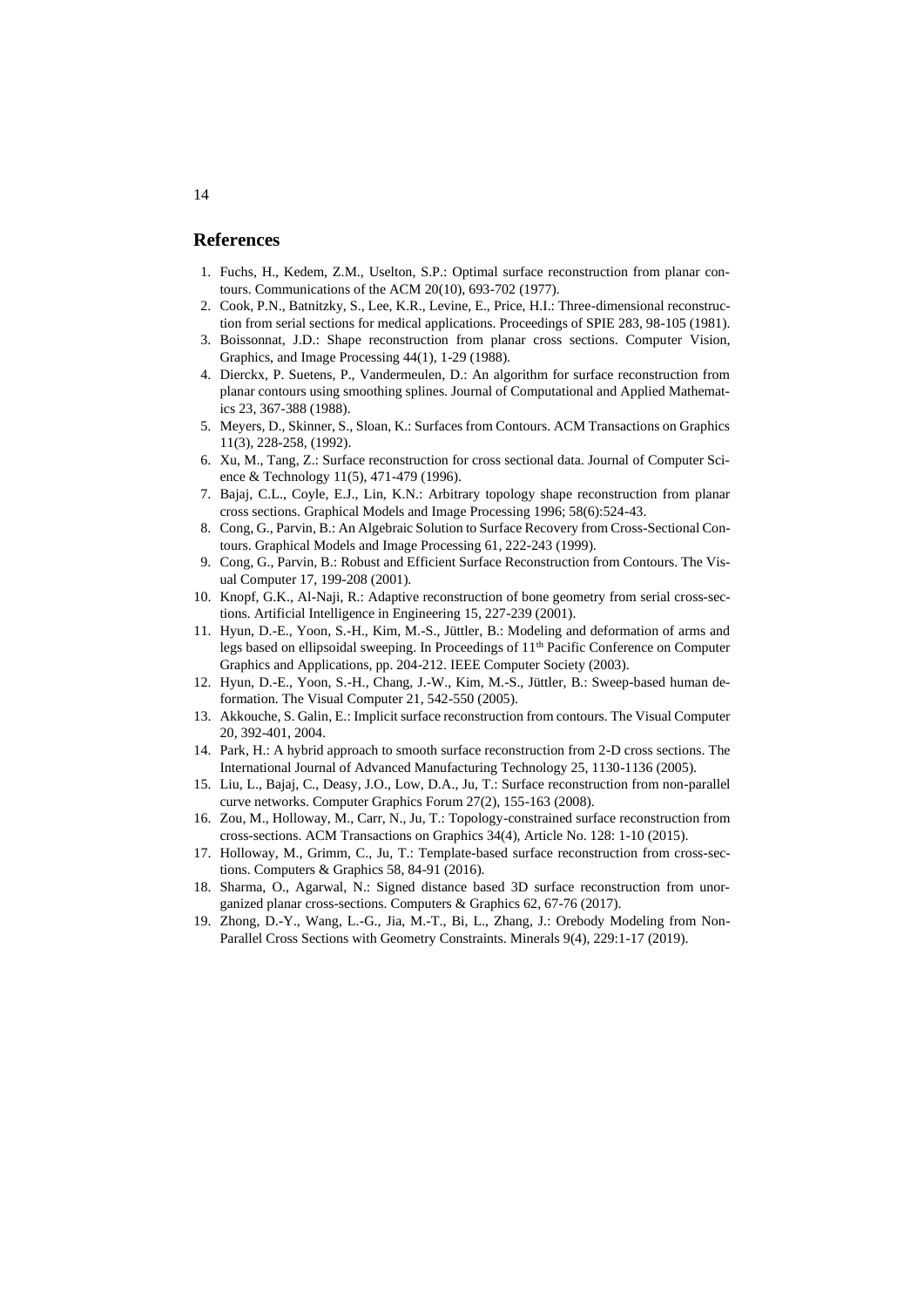## References

1. Fuchs, H., Kedem, Z.M., Uselton, S.P.: Optimal surface reconstruction from planar contours. Communications of the ACM 20(10), 693-702 (1977).
2. Cook, P.N., Batnitzky, S., Lee, K.R., Levine, E., Price, H.I.: Three-dimensional reconstruction from serial sections for medical applications. Proceedings of SPIE 283, 98-105 (1981).
3. Boissonnat, J.D.: Shape reconstruction from planar cross sections. Computer Vision, Graphics, and Image Processing 44(1), 1-29 (1988).
4. Dierckx, P. Suetens, P., Vandermeulen, D.: An algorithm for surface reconstruction from planar contours using smoothing splines. Journal of Computational and Applied Mathematics 23, 367-388 (1988).
5. Meyers, D., Skinner, S., Sloan, K.: Surfaces from Contours. ACM Transactions on Graphics 11(3), 228-258, (1992).
6. Xu, M., Tang, Z.: Surface reconstruction for cross sectional data. Journal of Computer Science & Technology 11(5), 471-479 (1996).
7. Bajaj, C.L., Coyle, E.J., Lin, K.N.: Arbitrary topology shape reconstruction from planar cross sections. Graphical Models and Image Processing 1996; 58(6):524-43.
8. Cong, G., Parvin, B.: An Algebraic Solution to Surface Recovery from Cross-Sectional Contours. Graphical Models and Image Processing 61, 222-243 (1999).
9. Cong, G., Parvin, B.: Robust and Efficient Surface Reconstruction from Contours. The Visual Computer 17, 199-208 (2001).
10. Knopf, G.K., Al-Naji, R.: Adaptive reconstruction of bone geometry from serial cross-sections. Artificial Intelligence in Engineering 15, 227-239 (2001).
11. Hyun, D.-E., Yoon, S.-H., Kim, M.-S., Jüttler, B.: Modeling and deformation of arms and legs based on ellipsoidal sweeping. In Proceedings of 11th Pacific Conference on Computer Graphics and Applications, pp. 204-212. IEEE Computer Society (2003).
12. Hyun, D.-E., Yoon, S.-H., Chang, J.-W., Kim, M.-S., Jüttler, B.: Sweep-based human deformation. The Visual Computer 21, 542-550 (2005).
13. Akkouche, S. Galin, E.: Implicit surface reconstruction from contours. The Visual Computer 20, 392-401, 2004.
14. Park, H.: A hybrid approach to smooth surface reconstruction from 2-D cross sections. The International Journal of Advanced Manufacturing Technology 25, 1130-1136 (2005).
15. Liu, L., Bajaj, C., Deasy, J.O., Low, D.A., Ju, T.: Surface reconstruction from non-parallel curve networks. Computer Graphics Forum 27(2), 155-163 (2008).
16. Zou, M., Holloway, M., Carr, N., Ju, T.: Topology-constrained surface reconstruction from cross-sections. ACM Transactions on Graphics 34(4), Article No. 128: 1-10 (2015).
17. Holloway, M., Grimm, C., Ju, T.: Template-based surface reconstruction from cross-sections. Computers & Graphics 58, 84-91 (2016).
18. Sharma, O., Agarwal, N.: Signed distance based 3D surface reconstruction from unorganized planar cross-sections. Computers & Graphics 62, 67-76 (2017).
19. Zhong, D.-Y., Wang, L.-G., Jia, M.-T., Bi, L., Zhang, J.: Orebody Modeling from Non-Parallel Cross Sections with Geometry Constraints. Minerals 9(4), 229:1-17 (2019).